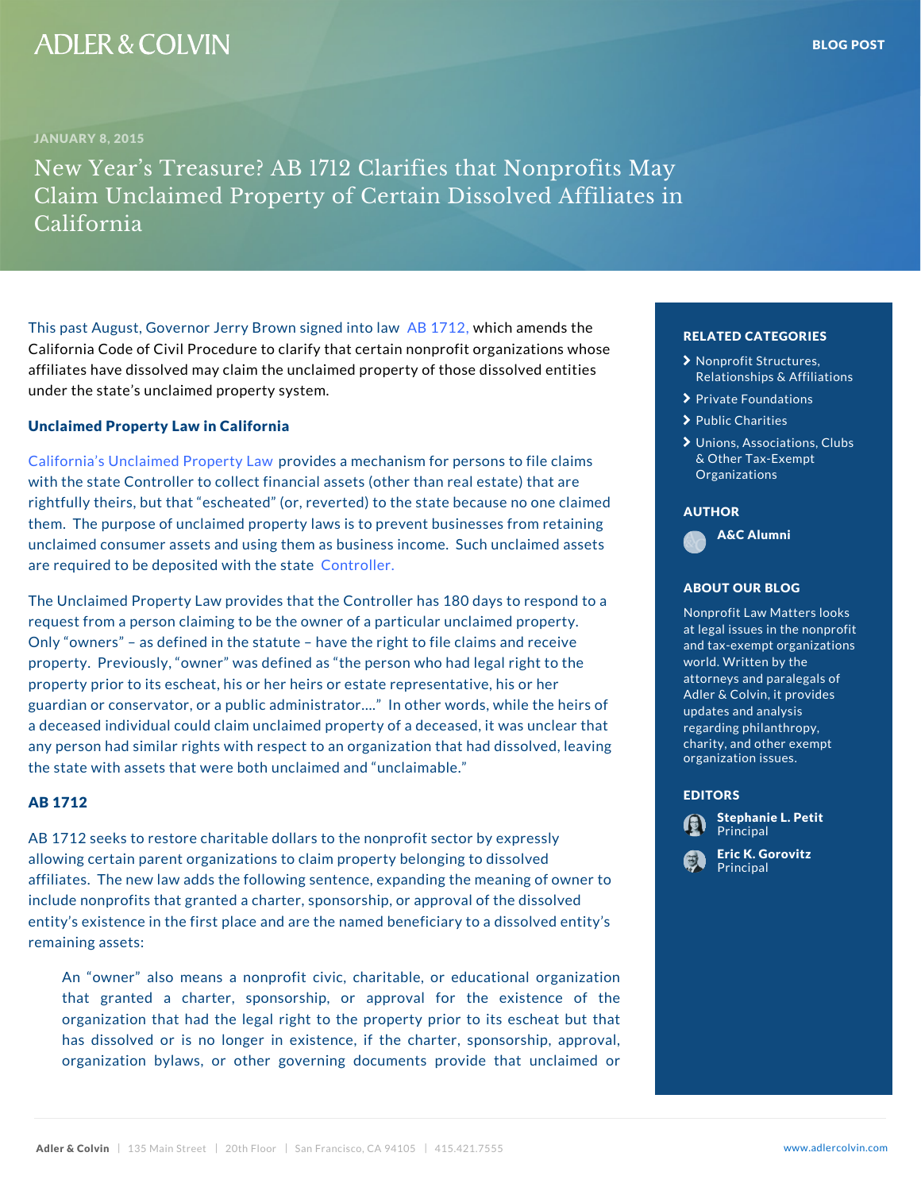ADLER & COLVIN

BLOG POST

JANUARY 8, 2015

# New Year's Treasure? AB 1712 Clarifies that Nonprofits May Claim Unclaimed Property of Certain Dissolved Affiliates in California

This past August, Governor Jerry Brown signed into law AB 1712, which amends the California Code of Civil Procedure to clarify that certain nonprofit organizations whose affiliates have dissolved may claim the unclaimed property of those dissolved entities under the state's unclaimed property system.

## Unclaimed Property Law in California

California's Unclaimed Property Law provides a mechanism for persons to file claims with the state Controller to collect financial assets (other than real estate) that are rightfully theirs, but that "escheated" (or, reverted) to the state because no one claimed them. The purpose of unclaimed property laws is to prevent businesses from retaining unclaimed consumer assets and using them as business income. Such unclaimed assets are required to be deposited with the state Controller.

The Unclaimed Property Law provides that the Controller has 180 days to respond to a request from a person claiming to be the owner of a particular unclaimed property. Only "owners" – as defined in the statute – have the right to file claims and receive property. Previously, "owner" was defined as "the person who had legal right to the property prior to its escheat, his or her heirs or estate representative, his or her guardian or conservator, or a public administrator…." In other words, while the heirs of a deceased individual could claim unclaimed property of a deceased, it was unclear that any person had similar rights with respect to an organization that had dissolved, leaving the state with assets that were both unclaimed and "unclaimable."

## AB 1712

AB 1712 seeks to restore charitable dollars to the nonprofit sector by expressly allowing certain parent organizations to claim property belonging to dissolved affiliates. The new law adds the following sentence, expanding the meaning of owner to include nonprofits that granted a charter, sponsorship, or approval of the dissolved entity's existence in the first place and are the named beneficiary to a dissolved entity's remaining assets:

> An "owner" also means a nonprofit civic, charitable, or educational organization that granted a charter, sponsorship, or approval for the existence of the organization that had the legal right to the property prior to its escheat but that has dissolved or is no longer in existence, if the charter, sponsorship, approval, organization bylaws, or other governing documents provide that unclaimed or

**RELATED CATEGORIES**

- Nonprofit Structures, Relationships & Affiliations
- Private Foundations
- Public Charities
- Unions, Associations, Clubs & Other Tax-Exempt Organizations

**AUTHOR**

A&C Alumni

**ABOUT OUR BLOG**

Nonprofit Law Matters looks at legal issues in the nonprofit and tax-exempt organizations world. Written by the attorneys and paralegals of Adler & Colvin, it provides updates and analysis regarding philanthropy, charity, and other exempt organization issues.

**EDITORS**

Stephanie L. Petit
Principal

Eric K. Gorovitz
Principal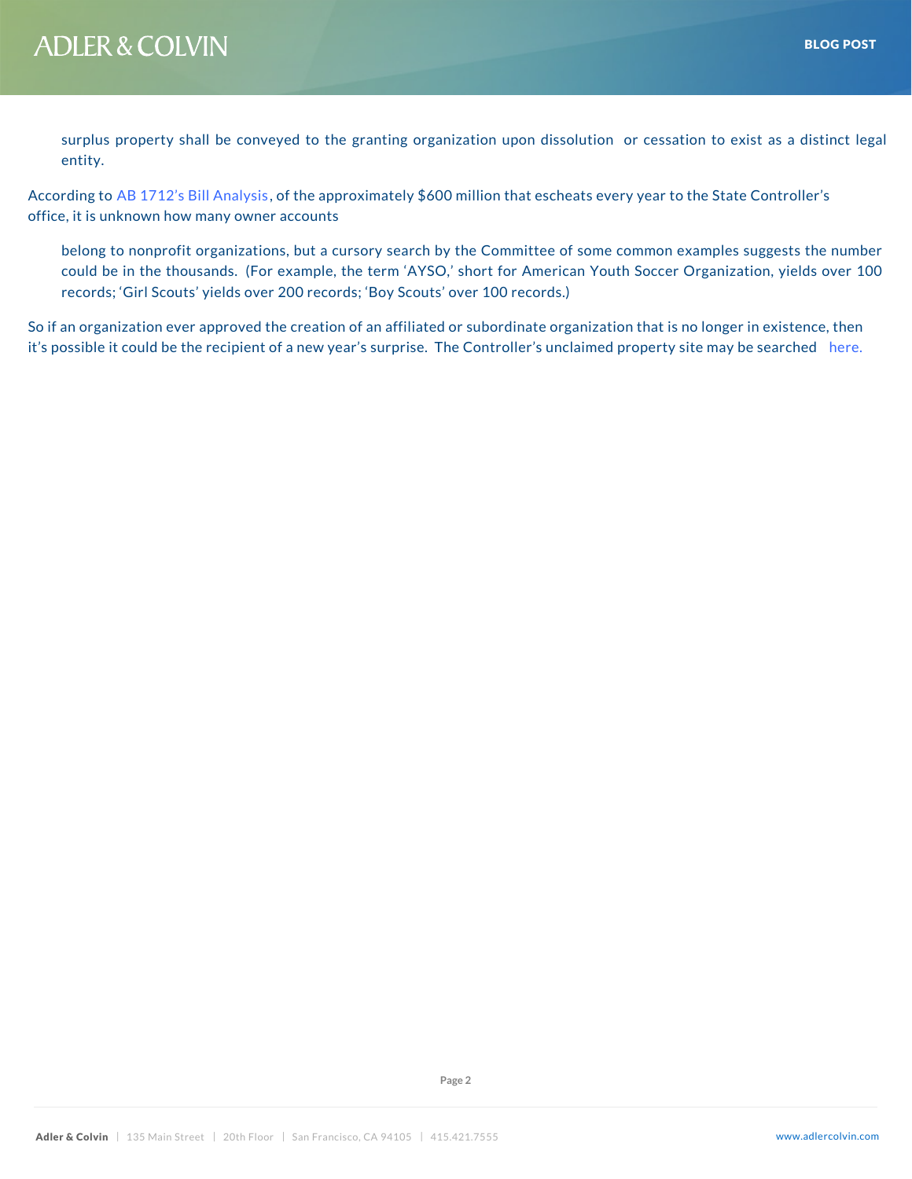> surplus property shall be conveyed to the granting organization upon dissolution or cessation to exist as a distinct legal entity.

According to AB 1712's Bill Analysis, of the approximately $600 million that escheats every year to the State Controller's office, it is unknown how many owner accounts

> belong to nonprofit organizations, but a cursory search by the Committee of some common examples suggests the number could be in the thousands. (For example, the term 'AYSO,' short for American Youth Soccer Organization, yields over 100 records; 'Girl Scouts' yields over 200 records; 'Boy Scouts' over 100 records.)

So if an organization ever approved the creation of an affiliated or subordinate organization that is no longer in existence, then it's possible it could be the recipient of a new year's surprise. The Controller's unclaimed property site may be searched here.